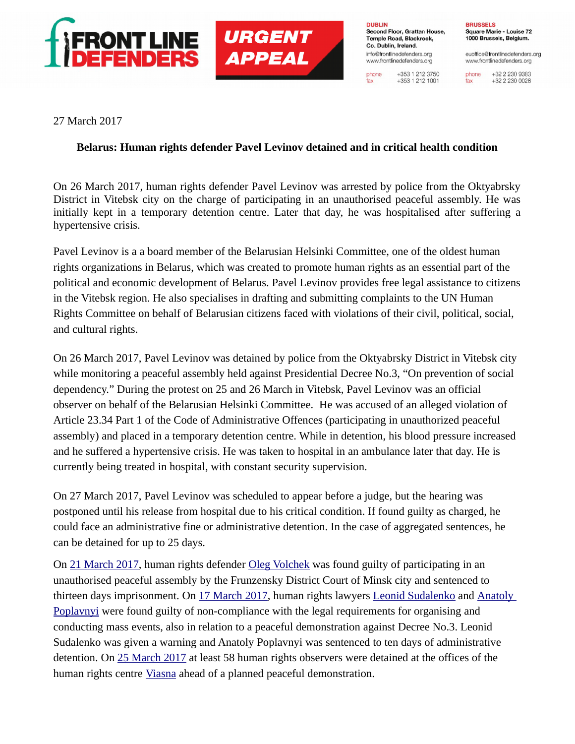FRONT LINE DEFENDERS

URGENT APPEAL

**DUBLIN**
Second Floor, Grattan House, Temple Road, Blackrock, Co. Dublin, Ireland.
info@frontlinedefenders.org
www.frontlinedefenders.org
phone +353 1 212 3750
fax +353 1 212 1001

**BRUSSELS**
Square Marie - Louise 72
1000 Brussels, Belgium.
euoffice@frontlinedefenders.org
www.frontlinedefenders.org
phone +32 2 230 9383
fax +32 2 230 0028

27 March 2017

**Belarus: Human rights defender Pavel Levinov detained and in critical health condition**

On 26 March 2017, human rights defender Pavel Levinov was arrested by police from the Oktyabrsky District in Vitebsk city on the charge of participating in an unauthorised peaceful assembly. He was initially kept in a temporary detention centre. Later that day, he was hospitalised after suffering a hypertensive crisis.

Pavel Levinov is a a board member of the Belarusian Helsinki Committee, one of the oldest human rights organizations in Belarus, which was created to promote human rights as an essential part of the political and economic development of Belarus. Pavel Levinov provides free legal assistance to citizens in the Vitebsk region. He also specialises in drafting and submitting complaints to the UN Human Rights Committee on behalf of Belarusian citizens faced with violations of their civil, political, social, and cultural rights.

On 26 March 2017, Pavel Levinov was detained by police from the Oktyabrsky District in Vitebsk city while monitoring a peaceful assembly held against Presidential Decree No.3, "On prevention of social dependency." During the protest on 25 and 26 March in Vitebsk, Pavel Levinov was an official observer on behalf of the Belarusian Helsinki Committee. He was accused of an alleged violation of Article 23.34 Part 1 of the Code of Administrative Offences (participating in unauthorized peaceful assembly) and placed in a temporary detention centre. While in detention, his blood pressure increased and he suffered a hypertensive crisis. He was taken to hospital in an ambulance later that day. He is currently being treated in hospital, with constant security supervision.

On 27 March 2017, Pavel Levinov was scheduled to appear before a judge, but the hearing was postponed until his release from hospital due to his critical condition. If found guilty as charged, he could face an administrative fine or administrative detention. In the case of aggregated sentences, he can be detained for up to 25 days.

On 21 March 2017, human rights defender Oleg Volchek was found guilty of participating in an unauthorised peaceful assembly by the Frunzensky District Court of Minsk city and sentenced to thirteen days imprisonment. On 17 March 2017, human rights lawyers Leonid Sudalenko and Anatoly Poplavnyi were found guilty of non-compliance with the legal requirements for organising and conducting mass events, also in relation to a peaceful demonstration against Decree No.3. Leonid Sudalenko was given a warning and Anatoly Poplavnyi was sentenced to ten days of administrative detention. On 25 March 2017 at least 58 human rights observers were detained at the offices of the human rights centre Viasna ahead of a planned peaceful demonstration.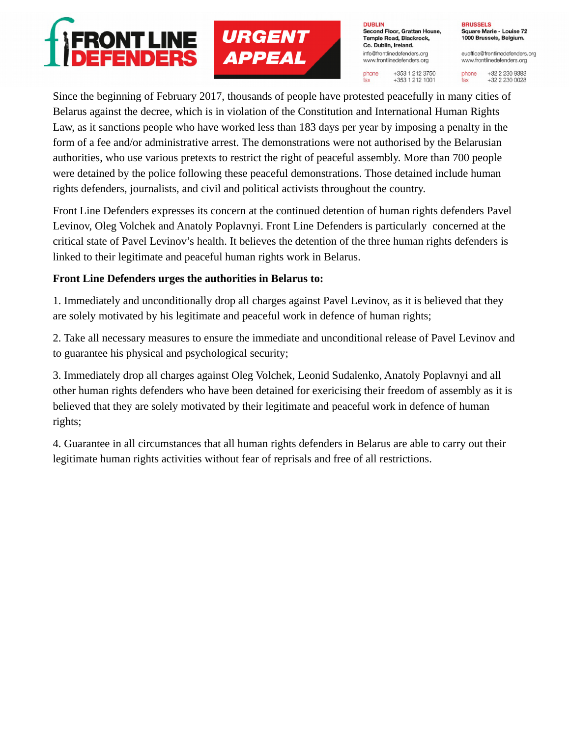Since the beginning of February 2017, thousands of people have protested peacefully in many cities of Belarus against the decree, which is in violation of the Constitution and International Human Rights Law, as it sanctions people who have worked less than 183 days per year by imposing a penalty in the form of a fee and/or administrative arrest. The demonstrations were not authorised by the Belarusian authorities, who use various pretexts to restrict the right of peaceful assembly. More than 700 people were detained by the police following these peaceful demonstrations. Those detained include human rights defenders, journalists, and civil and political activists throughout the country.

Front Line Defenders expresses its concern at the continued detention of human rights defenders Pavel Levinov, Oleg Volchek and Anatoly Poplavnyi. Front Line Defenders is particularly concerned at the critical state of Pavel Levinov's health. It believes the detention of the three human rights defenders is linked to their legitimate and peaceful human rights work in Belarus.

**Front Line Defenders urges the authorities in Belarus to:**

1. Immediately and unconditionally drop all charges against Pavel Levinov, as it is believed that they are solely motivated by his legitimate and peaceful work in defence of human rights;

2. Take all necessary measures to ensure the immediate and unconditional release of Pavel Levinov and to guarantee his physical and psychological security;

3. Immediately drop all charges against Oleg Volchek, Leonid Sudalenko, Anatoly Poplavnyi and all other human rights defenders who have been detained for exericising their freedom of assembly as it is believed that they are solely motivated by their legitimate and peaceful work in defence of human rights;

4. Guarantee in all circumstances that all human rights defenders in Belarus are able to carry out their legitimate human rights activities without fear of reprisals and free of all restrictions.